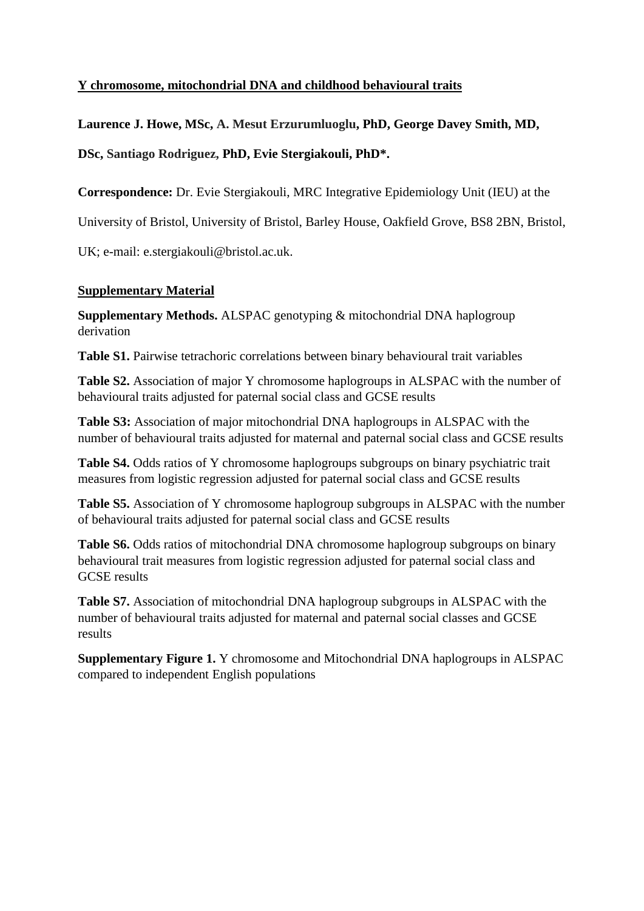**Y chromosome, mitochondrial DNA and childhood behavioural traits**

**Laurence J. Howe, MSc, A. Mesut Erzurumluoglu, PhD, George Davey Smith, MD, DSc, Santiago Rodriguez, PhD, Evie Stergiakouli, PhD*.**

**Correspondence:** Dr. Evie Stergiakouli, MRC Integrative Epidemiology Unit (IEU) at the University of Bristol, University of Bristol, Barley House, Oakfield Grove, BS8 2BN, Bristol, UK; e-mail: e.stergiakouli@bristol.ac.uk.

**Supplementary Material**

**Supplementary Methods.** ALSPAC genotyping & mitochondrial DNA haplogroup derivation

**Table S1.** Pairwise tetrachoric correlations between binary behavioural trait variables

**Table S2.** Association of major Y chromosome haplogroups in ALSPAC with the number of behavioural traits adjusted for paternal social class and GCSE results

**Table S3:** Association of major mitochondrial DNA haplogroups in ALSPAC with the number of behavioural traits adjusted for maternal and paternal social class and GCSE results

**Table S4.** Odds ratios of Y chromosome haplogroups subgroups on binary psychiatric trait measures from logistic regression adjusted for paternal social class and GCSE results

**Table S5.** Association of Y chromosome haplogroup subgroups in ALSPAC with the number of behavioural traits adjusted for paternal social class and GCSE results

**Table S6.** Odds ratios of mitochondrial DNA chromosome haplogroup subgroups on binary behavioural trait measures from logistic regression adjusted for paternal social class and GCSE results

**Table S7.** Association of mitochondrial DNA haplogroup subgroups in ALSPAC with the number of behavioural traits adjusted for maternal and paternal social classes and GCSE results

**Supplementary Figure 1.** Y chromosome and Mitochondrial DNA haplogroups in ALSPAC compared to independent English populations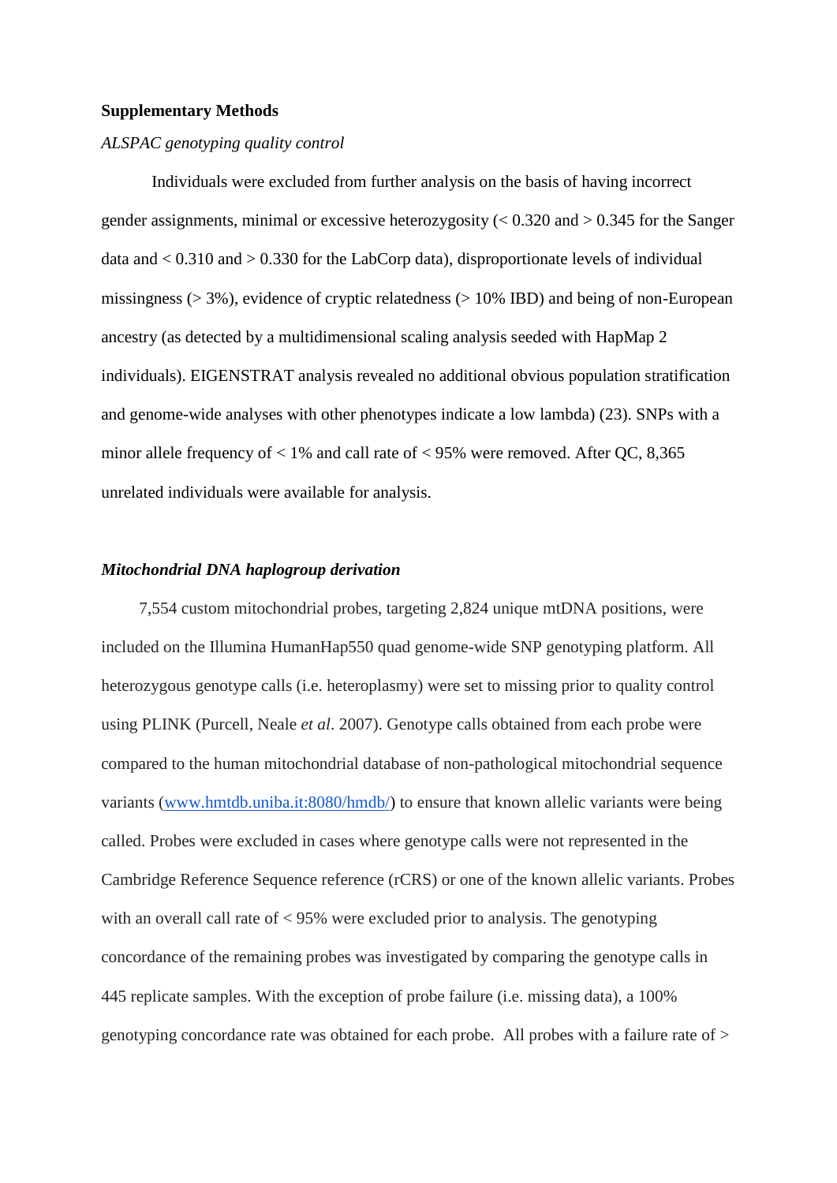**Supplementary Methods**

*ALSPAC genotyping quality control*

Individuals were excluded from further analysis on the basis of having incorrect gender assignments, minimal or excessive heterozygosity (< 0.320 and > 0.345 for the Sanger data and < 0.310 and > 0.330 for the LabCorp data), disproportionate levels of individual missingness (> 3%), evidence of cryptic relatedness (> 10% IBD) and being of non-European ancestry (as detected by a multidimensional scaling analysis seeded with HapMap 2 individuals). EIGENSTRAT analysis revealed no additional obvious population stratification and genome-wide analyses with other phenotypes indicate a low lambda) (23). SNPs with a minor allele frequency of < 1% and call rate of < 95% were removed. After QC, 8,365 unrelated individuals were available for analysis.

***Mitochondrial DNA haplogroup derivation***

7,554 custom mitochondrial probes, targeting 2,824 unique mtDNA positions, were included on the Illumina HumanHap550 quad genome-wide SNP genotyping platform. All heterozygous genotype calls (i.e. heteroplasmy) were set to missing prior to quality control using PLINK (Purcell, Neale *et al*. 2007). Genotype calls obtained from each probe were compared to the human mitochondrial database of non-pathological mitochondrial sequence variants (www.hmtdb.uniba.it:8080/hmdb/) to ensure that known allelic variants were being called. Probes were excluded in cases where genotype calls were not represented in the Cambridge Reference Sequence reference (rCRS) or one of the known allelic variants. Probes with an overall call rate of < 95% were excluded prior to analysis. The genotyping concordance of the remaining probes was investigated by comparing the genotype calls in 445 replicate samples. With the exception of probe failure (i.e. missing data), a 100% genotyping concordance rate was obtained for each probe. All probes with a failure rate of >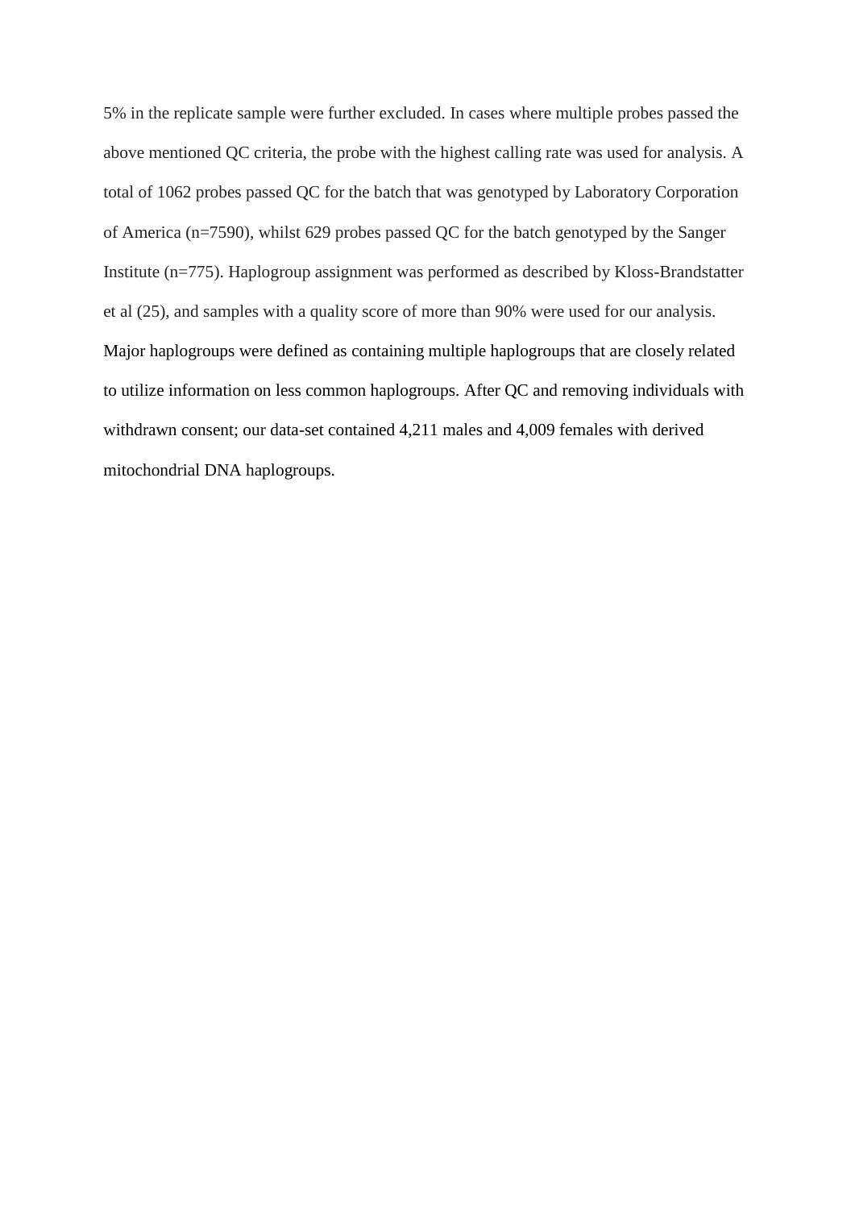5% in the replicate sample were further excluded. In cases where multiple probes passed the above mentioned QC criteria, the probe with the highest calling rate was used for analysis. A total of 1062 probes passed QC for the batch that was genotyped by Laboratory Corporation of America (n=7590), whilst 629 probes passed QC for the batch genotyped by the Sanger Institute (n=775). Haplogroup assignment was performed as described by Kloss-Brandstatter et al (25), and samples with a quality score of more than 90% were used for our analysis. Major haplogroups were defined as containing multiple haplogroups that are closely related to utilize information on less common haplogroups. After QC and removing individuals with withdrawn consent; our data-set contained 4,211 males and 4,009 females with derived mitochondrial DNA haplogroups.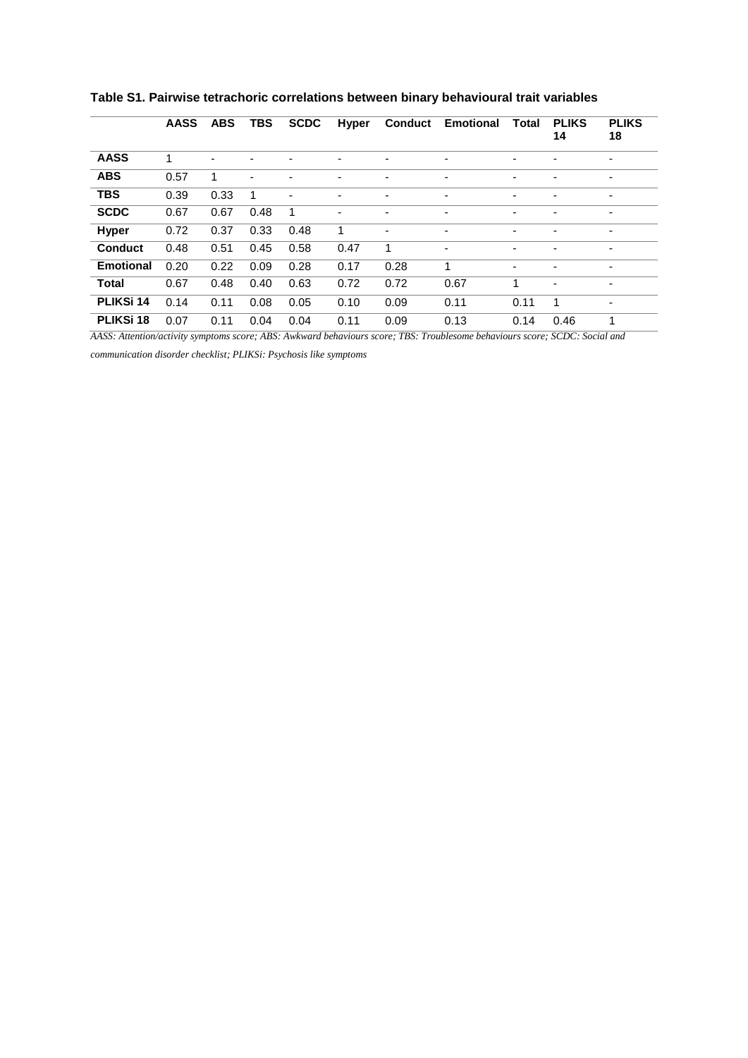**Table S1. Pairwise tetrachoric correlations between binary behavioural trait variables**

| | AASS | ABS | TBS | SCDC | Hyper | Conduct | Emotional | Total | PLIKS 14 | PLIKS 18 |
|---|---|---|---|---|---|---|---|---|---|---|
| **AASS** | 1 | - | - | - | - | - | - | - | - | - |
| **ABS** | 0.57 | 1 | - | - | - | - | - | - | - | - |
| **TBS** | 0.39 | 0.33 | 1 | - | - | - | - | - | - | - |
| **SCDC** | 0.67 | 0.67 | 0.48 | 1 | - | - | - | - | - | - |
| **Hyper** | 0.72 | 0.37 | 0.33 | 0.48 | 1 | - | - | - | - | - |
| **Conduct** | 0.48 | 0.51 | 0.45 | 0.58 | 0.47 | 1 | - | - | - | - |
| **Emotional** | 0.20 | 0.22 | 0.09 | 0.28 | 0.17 | 0.28 | 1 | - | - | - |
| **Total** | 0.67 | 0.48 | 0.40 | 0.63 | 0.72 | 0.72 | 0.67 | 1 | - | - |
| **PLIKSi 14** | 0.14 | 0.11 | 0.08 | 0.05 | 0.10 | 0.09 | 0.11 | 0.11 | 1 | - |
| **PLIKSi 18** | 0.07 | 0.11 | 0.04 | 0.04 | 0.11 | 0.09 | 0.13 | 0.14 | 0.46 | 1 |

*AASS: Attention/activity symptoms score; ABS: Awkward behaviours score; TBS: Troublesome behaviours score; SCDC: Social and communication disorder checklist; PLIKSi: Psychosis like symptoms*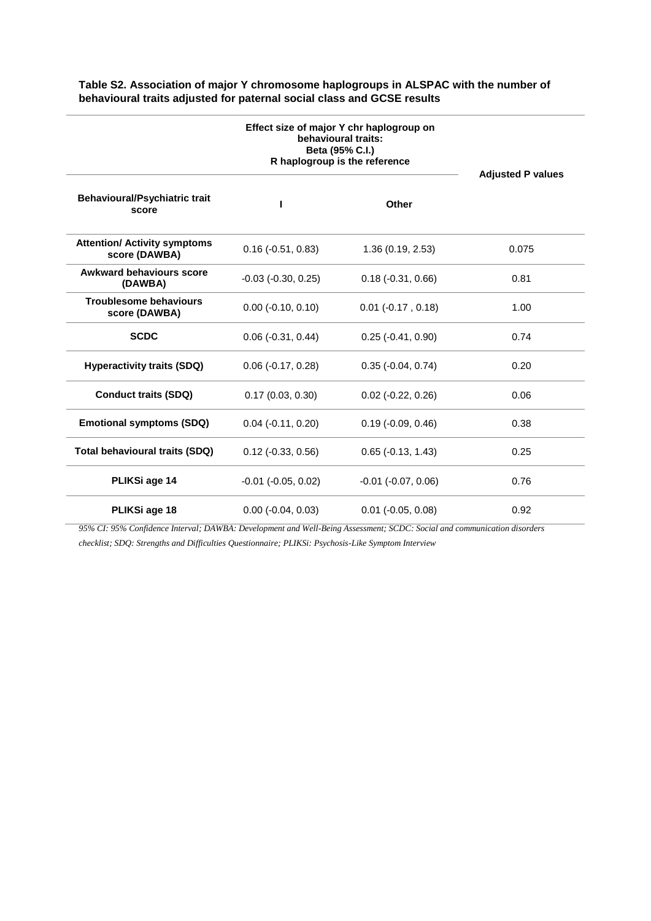**Table S2. Association of major Y chromosome haplogroups in ALSPAC with the number of behavioural traits adjusted for paternal social class and GCSE results**

| | Effect size of major Y chr haplogroup on behavioural traits: Beta (95% C.I.) R haplogroup is the reference | | Adjusted P values |
|---|---|---|---|
| **Behavioural/Psychiatric trait score** | **I** | **Other** | |
| **Attention/ Activity symptoms score (DAWBA)** | 0.16 (-0.51, 0.83) | 1.36 (0.19, 2.53) | 0.075 |
| **Awkward behaviours score (DAWBA)** | -0.03 (-0.30, 0.25) | 0.18 (-0.31, 0.66) | 0.81 |
| **Troublesome behaviours score (DAWBA)** | 0.00 (-0.10, 0.10) | 0.01 (-0.17 , 0.18) | 1.00 |
| **SCDC** | 0.06 (-0.31, 0.44) | 0.25 (-0.41, 0.90) | 0.74 |
| **Hyperactivity traits (SDQ)** | 0.06 (-0.17, 0.28) | 0.35 (-0.04, 0.74) | 0.20 |
| **Conduct traits (SDQ)** | 0.17 (0.03, 0.30) | 0.02 (-0.22, 0.26) | 0.06 |
| **Emotional symptoms (SDQ)** | 0.04 (-0.11, 0.20) | 0.19 (-0.09, 0.46) | 0.38 |
| **Total behavioural traits (SDQ)** | 0.12 (-0.33, 0.56) | 0.65 (-0.13, 1.43) | 0.25 |
| **PLIKSi age 14** | -0.01 (-0.05, 0.02) | -0.01 (-0.07, 0.06) | 0.76 |
| **PLIKSi age 18** | 0.00 (-0.04, 0.03) | 0.01 (-0.05, 0.08) | 0.92 |

*95% CI: 95% Confidence Interval; DAWBA: Development and Well-Being Assessment; SCDC: Social and communication disorders checklist; SDQ: Strengths and Difficulties Questionnaire; PLIKSi: Psychosis-Like Symptom Interview*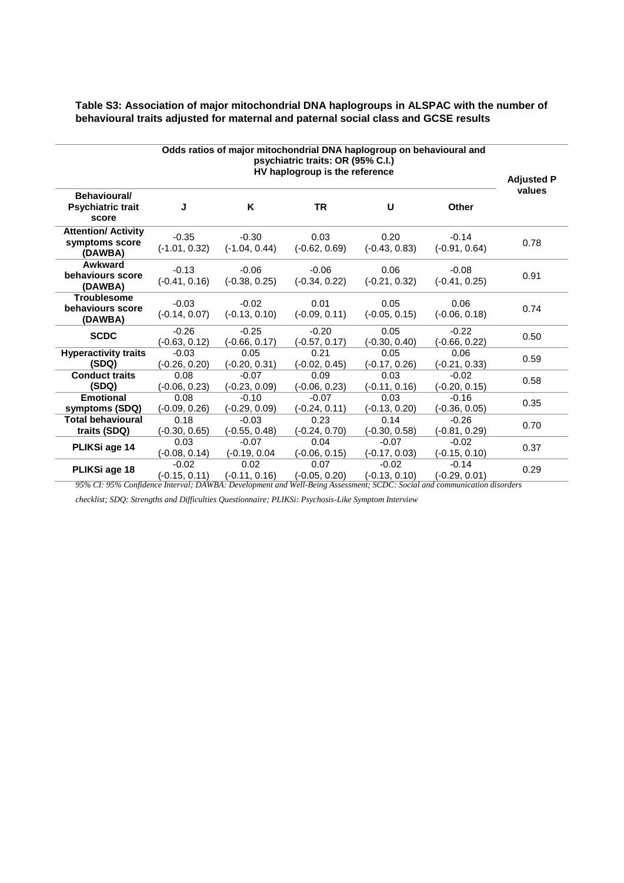**Table S3: Association of major mitochondrial DNA haplogroups in ALSPAC with the number of behavioural traits adjusted for maternal and paternal social class and GCSE results**

| Behavioural/ Psychiatric trait score | Odds ratios of major mitochondrial DNA haplogroup on behavioural and psychiatric traits: OR (95% C.I.) HV haplogroup is the reference | | | | | Adjusted P values |
|---|---|---|---|---|---|---|
| | J | K | TR | U | Other | |
| Attention/ Activity symptoms score (DAWBA) | -0.35 (-1.01, 0.32) | -0.30 (-1.04, 0.44) | 0.03 (-0.62, 0.69) | 0.20 (-0.43, 0.83) | -0.14 (-0.91, 0.64) | 0.78 |
| Awkward behaviours score (DAWBA) | -0.13 (-0.41, 0.16) | -0.06 (-0.38, 0.25) | -0.06 (-0.34, 0.22) | 0.06 (-0.21, 0.32) | -0.08 (-0.41, 0.25) | 0.91 |
| Troublesome behaviours score (DAWBA) | -0.03 (-0.14, 0.07) | -0.02 (-0.13, 0.10) | 0.01 (-0.09, 0.11) | 0.05 (-0.05, 0.15) | 0.06 (-0.06, 0.18) | 0.74 |
| SCDC | -0.26 (-0.63, 0.12) | -0.25 (-0.66, 0.17) | -0.20 (-0.57, 0.17) | 0.05 (-0.30, 0.40) | -0.22 (-0.66, 0.22) | 0.50 |
| Hyperactivity traits (SDQ) | -0.03 (-0.26, 0.20) | 0.05 (-0.20, 0.31) | 0.21 (-0.02, 0.45) | 0.05 (-0.17, 0.26) | 0.06 (-0.21, 0.33) | 0.59 |
| Conduct traits (SDQ) | 0.08 (-0.06, 0.23) | -0.07 (-0.23, 0.09) | 0.09 (-0.06, 0.23) | 0.03 (-0.11, 0.16) | -0.02 (-0.20, 0.15) | 0.58 |
| Emotional symptoms (SDQ) | 0.08 (-0.09, 0.26) | -0.10 (-0.29, 0.09) | -0.07 (-0.24, 0.11) | 0.03 (-0.13, 0.20) | -0.16 (-0.36, 0.05) | 0.35 |
| Total behavioural traits (SDQ) | 0.18 (-0.30, 0.65) | -0.03 (-0.55, 0.48) | 0.23 (-0.24, 0.70) | 0.14 (-0.30, 0.58) | -0.26 (-0.81, 0.29) | 0.70 |
| PLIKSi age 14 | 0.03 (-0.08, 0.14) | -0.07 (-0.19, 0.04 | 0.04 (-0.06, 0.15) | -0.07 (-0.17, 0.03) | -0.02 (-0.15, 0.10) | 0.37 |
| PLIKSi age 18 | -0.02 (-0.15, 0.11) | 0.02 (-0.11, 0.16) | 0.07 (-0.05, 0.20) | -0.02 (-0.13, 0.10) | -0.14 (-0.29, 0.01) | 0.29 |

*95% CI: 95% Confidence Interval; DAWBA: Development and Well-Being Assessment; SCDC: Social and communication disorders checklist; SDQ: Strengths and Difficulties Questionnaire; PLIKSi: Psychosis-Like Symptom Interview*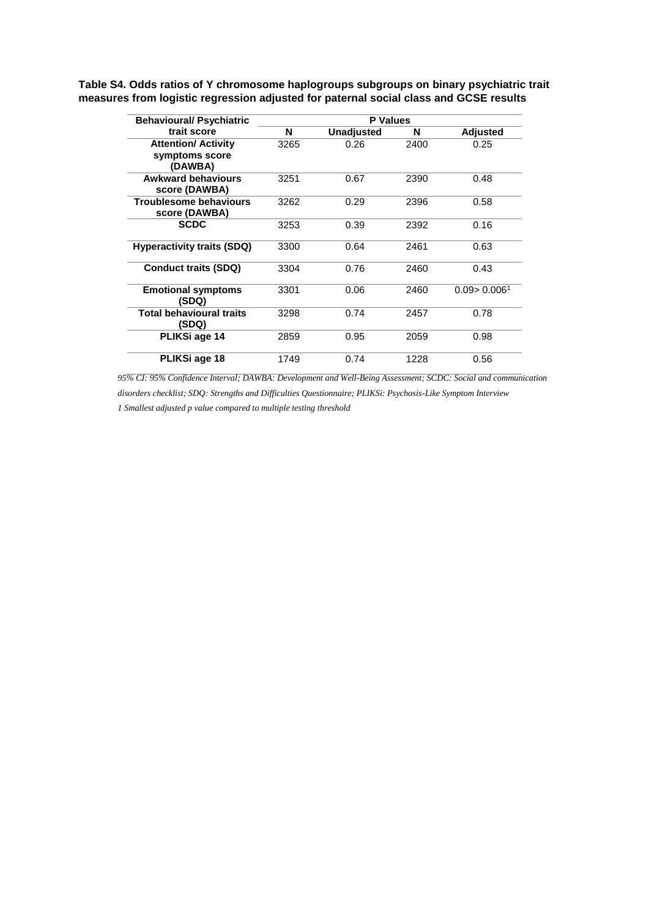**Table S4. Odds ratios of Y chromosome haplogroups subgroups on binary psychiatric trait measures from logistic regression adjusted for paternal social class and GCSE results**

| Behavioural/ Psychiatric trait score | P Values | | | |
|---|---|---|---|---|
| | N | Unadjusted | N | Adjusted |
| Attention/ Activity symptoms score (DAWBA) | 3265 | 0.26 | 2400 | 0.25 |
| Awkward behaviours score (DAWBA) | 3251 | 0.67 | 2390 | 0.48 |
| Troublesome behaviours score (DAWBA) | 3262 | 0.29 | 2396 | 0.58 |
| SCDC | 3253 | 0.39 | 2392 | 0.16 |
| Hyperactivity traits (SDQ) | 3300 | 0.64 | 2461 | 0.63 |
| Conduct traits (SDQ) | 3304 | 0.76 | 2460 | 0.43 |
| Emotional symptoms (SDQ) | 3301 | 0.06 | 2460 | 0.09> 0.006[1] |
| Total behavioural traits (SDQ) | 3298 | 0.74 | 2457 | 0.78 |
| PLIKSi age 14 | 2859 | 0.95 | 2059 | 0.98 |
| PLIKSi age 18 | 1749 | 0.74 | 1228 | 0.56 |

*95% CI: 95% Confidence Interval; DAWBA: Development and Well-Being Assessment; SCDC: Social and communication disorders checklist; SDQ: Strengths and Difficulties Questionnaire; PLIKSi: Psychosis-Like Symptom Interview*

*1 Smallest adjusted p value compared to multiple testing threshold*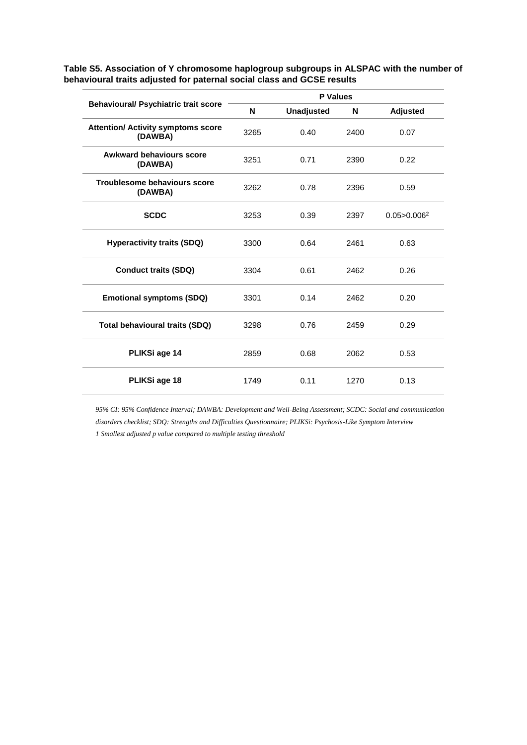**Table S5. Association of Y chromosome haplogroup subgroups in ALSPAC with the number of behavioural traits adjusted for paternal social class and GCSE results**

| Behavioural/ Psychiatric trait score | P Values | | | |
|---|---|---|---|---|
| | N | Unadjusted | N | Adjusted |
| Attention/ Activity symptoms score (DAWBA) | 3265 | 0.40 | 2400 | 0.07 |
| Awkward behaviours score (DAWBA) | 3251 | 0.71 | 2390 | 0.22 |
| Troublesome behaviours score (DAWBA) | 3262 | 0.78 | 2396 | 0.59 |
| SCDC | 3253 | 0.39 | 2397 | 0.05>0.006[2] |
| Hyperactivity traits (SDQ) | 3300 | 0.64 | 2461 | 0.63 |
| Conduct traits (SDQ) | 3304 | 0.61 | 2462 | 0.26 |
| Emotional symptoms (SDQ) | 3301 | 0.14 | 2462 | 0.20 |
| Total behavioural traits (SDQ) | 3298 | 0.76 | 2459 | 0.29 |
| PLIKSi age 14 | 2859 | 0.68 | 2062 | 0.53 |
| PLIKSi age 18 | 1749 | 0.11 | 1270 | 0.13 |

*95% CI: 95% Confidence Interval; DAWBA: Development and Well-Being Assessment; SCDC: Social and communication disorders checklist; SDQ: Strengths and Difficulties Questionnaire; PLIKSi: Psychosis-Like Symptom Interview*

*1 Smallest adjusted p value compared to multiple testing threshold*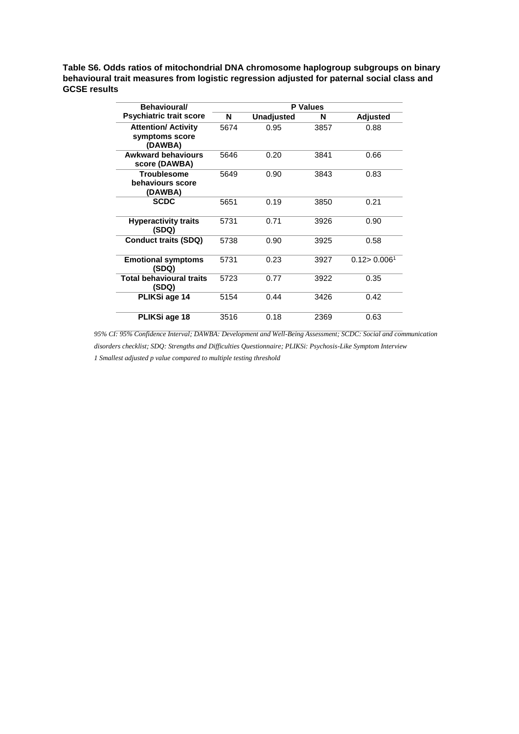**Table S6. Odds ratios of mitochondrial DNA chromosome haplogroup subgroups on binary behavioural trait measures from logistic regression adjusted for paternal social class and GCSE results**

| Behavioural/ Psychiatric trait score | P Values | | | |
|---|---|---|---|---|
| | N | Unadjusted | N | Adjusted |
| Attention/ Activity symptoms score (DAWBA) | 5674 | 0.95 | 3857 | 0.88 |
| Awkward behaviours score (DAWBA) | 5646 | 0.20 | 3841 | 0.66 |
| Troublesome behaviours score (DAWBA) | 5649 | 0.90 | 3843 | 0.83 |
| SCDC | 5651 | 0.19 | 3850 | 0.21 |
| Hyperactivity traits (SDQ) | 5731 | 0.71 | 3926 | 0.90 |
| Conduct traits (SDQ) | 5738 | 0.90 | 3925 | 0.58 |
| Emotional symptoms (SDQ) | 5731 | 0.23 | 3927 | 0.12> 0.006[1] |
| Total behavioural traits (SDQ) | 5723 | 0.77 | 3922 | 0.35 |
| PLIKSi age 14 | 5154 | 0.44 | 3426 | 0.42 |
| PLIKSi age 18 | 3516 | 0.18 | 2369 | 0.63 |

*95% CI: 95% Confidence Interval; DAWBA: Development and Well-Being Assessment; SCDC: Social and communication disorders checklist; SDQ: Strengths and Difficulties Questionnaire; PLIKSi: Psychosis-Like Symptom Interview*

*1 Smallest adjusted p value compared to multiple testing threshold*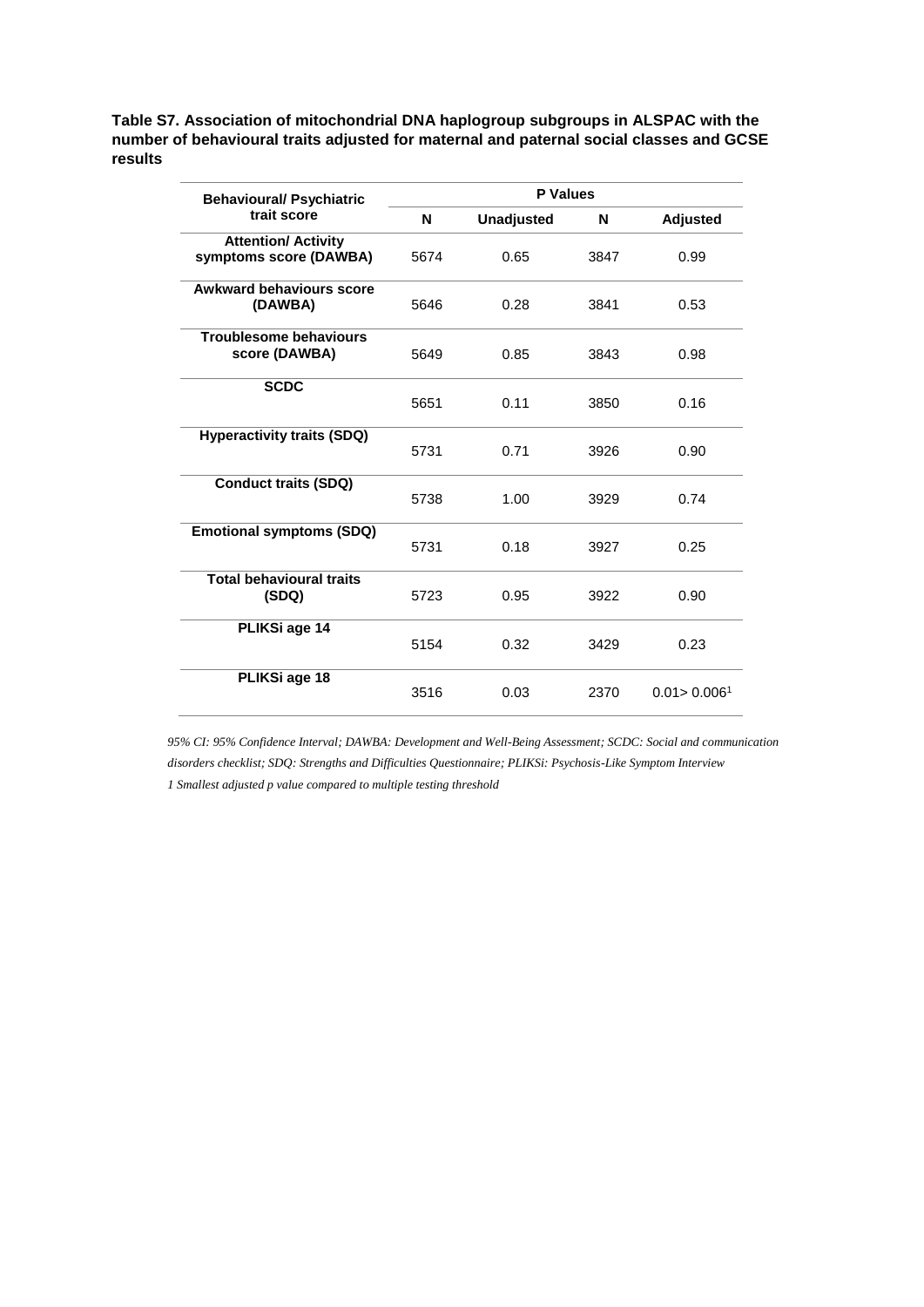**Table S7. Association of mitochondrial DNA haplogroup subgroups in ALSPAC with the number of behavioural traits adjusted for maternal and paternal social classes and GCSE results**

| Behavioural/ Psychiatric trait score | P Values | | | |
|---|---|---|---|---|
| | N | Unadjusted | N | Adjusted |
| **Attention/ Activity symptoms score (DAWBA)** | 5674 | 0.65 | 3847 | 0.99 |
| **Awkward behaviours score (DAWBA)** | 5646 | 0.28 | 3841 | 0.53 |
| **Troublesome behaviours score (DAWBA)** | 5649 | 0.85 | 3843 | 0.98 |
| **SCDC** | 5651 | 0.11 | 3850 | 0.16 |
| **Hyperactivity traits (SDQ)** | 5731 | 0.71 | 3926 | 0.90 |
| **Conduct traits (SDQ)** | 5738 | 1.00 | 3929 | 0.74 |
| **Emotional symptoms (SDQ)** | 5731 | 0.18 | 3927 | 0.25 |
| **Total behavioural traits (SDQ)** | 5723 | 0.95 | 3922 | 0.90 |
| **PLIKSi age 14** | 5154 | 0.32 | 3429 | 0.23 |
| **PLIKSi age 18** | 3516 | 0.03 | 2370 | 0.01> 0.006[1] |

*95% CI: 95% Confidence Interval; DAWBA: Development and Well-Being Assessment; SCDC: Social and communication disorders checklist; SDQ: Strengths and Difficulties Questionnaire; PLIKSi: Psychosis-Like Symptom Interview*

*1 Smallest adjusted p value compared to multiple testing threshold*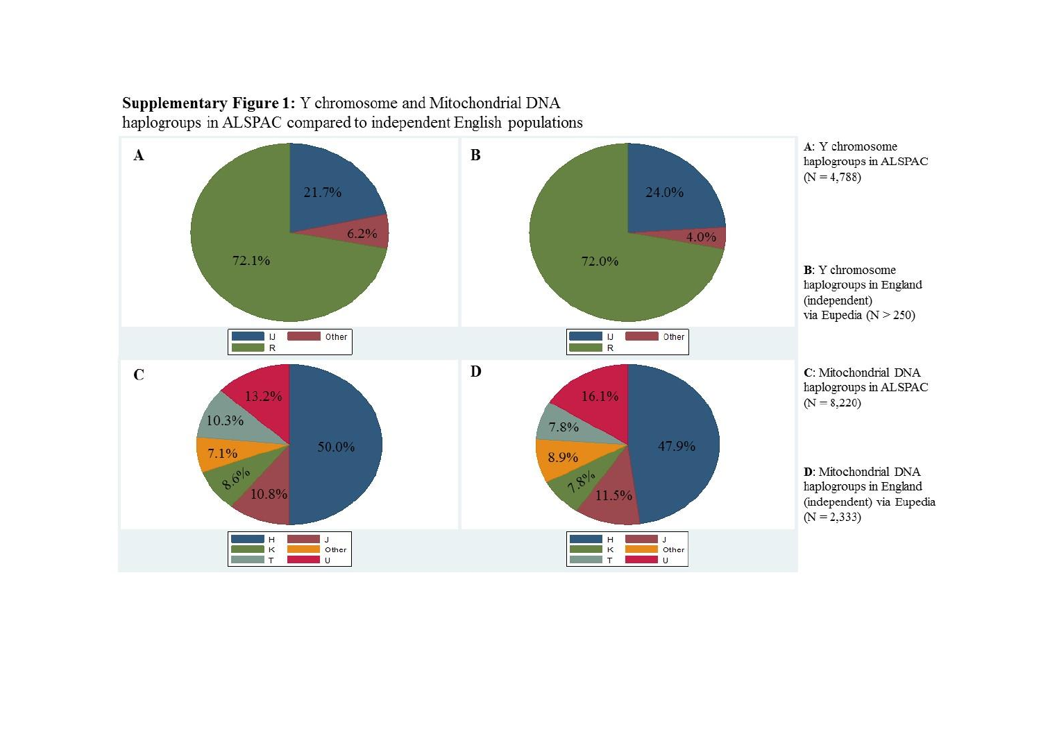**Supplementary Figure 1:** Y chromosome and Mitochondrial DNA haplogroups in ALSPAC compared to independent English populations

A

21.7%

6.2%

72.1%

IJ
Other
R

B

24.0%

4.0%

72.0%

IJ
Other
R

C

13.2%

10.3%

7.1%

8.6%

10.8%

50.0%

H
J
K
Other
T
U

D

16.1%

7.8%

8.9%

7.8%

11.5%

47.9%

H
J
K
Other
T
U

**A**: Y chromosome haplogroups in ALSPAC (N = 4,788)

**B**: Y chromosome haplogroups in England (independent) via Eupedia (N > 250)

**C**: Mitochondrial DNA haplogroups in ALSPAC (N = 8,220)

**D**: Mitochondrial DNA haplogroups in England (independent) via Eupedia (N = 2,333)